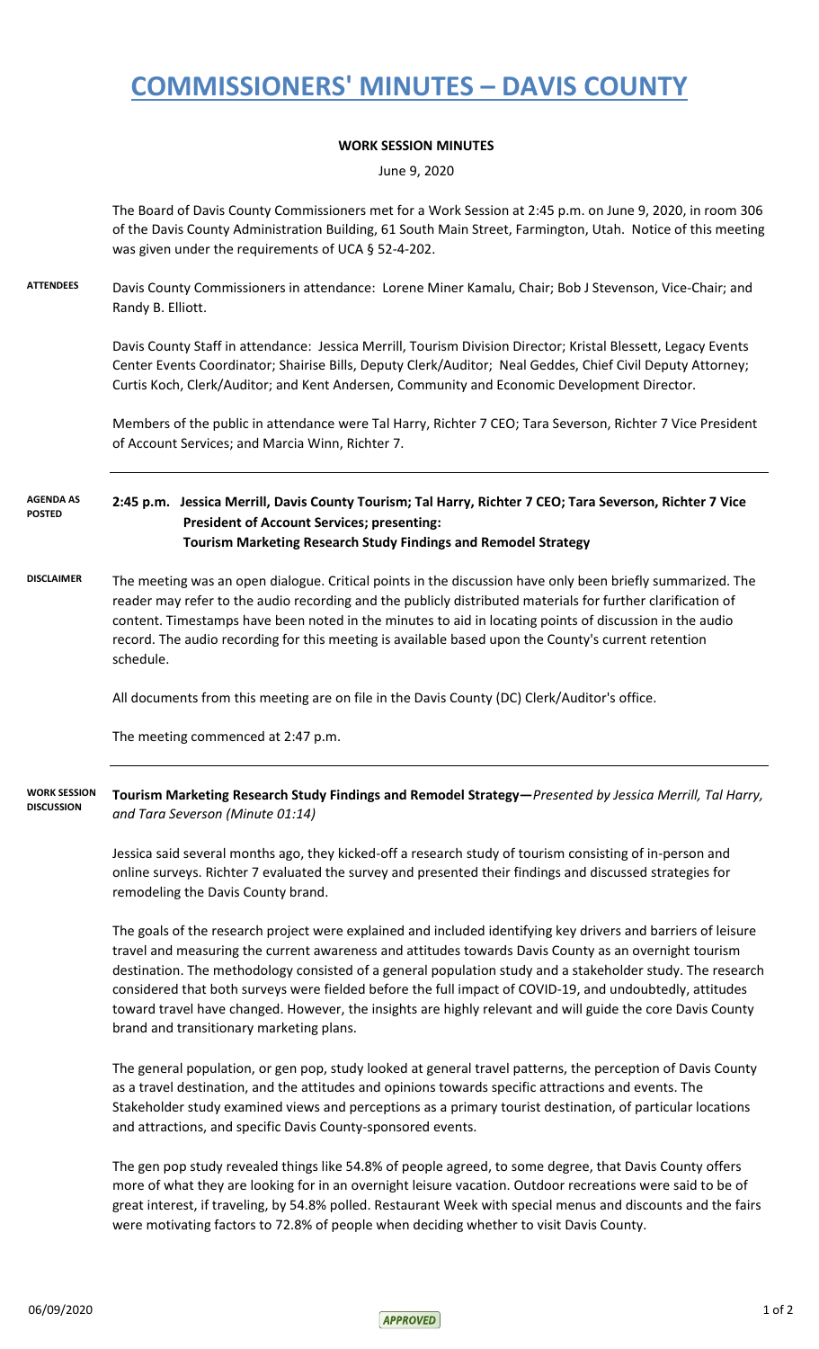# COMMISSIONERS' MINUTES – DAVIS COUNTY

**WORK SESSION MINUTES**

June 9, 2020

The Board of Davis County Commissioners met for a Work Session at 2:45 p.m. on June 9, 2020, in room 306 of the Davis County Administration Building, 61 South Main Street, Farmington, Utah. Notice of this meeting was given under the requirements of UCA § 52-4-202.

**ATTENDEES**

Davis County Commissioners in attendance: Lorene Miner Kamalu, Chair; Bob J Stevenson, Vice-Chair; and Randy B. Elliott.

Davis County Staff in attendance: Jessica Merrill, Tourism Division Director; Kristal Blessett, Legacy Events Center Events Coordinator; Shairise Bills, Deputy Clerk/Auditor; Neal Geddes, Chief Civil Deputy Attorney; Curtis Koch, Clerk/Auditor; and Kent Andersen, Community and Economic Development Director.

Members of the public in attendance were Tal Harry, Richter 7 CEO; Tara Severson, Richter 7 Vice President of Account Services; and Marcia Winn, Richter 7.

**AGENDA AS POSTED**

**2:45 p.m. Jessica Merrill, Davis County Tourism; Tal Harry, Richter 7 CEO; Tara Severson, Richter 7 Vice President of Account Services; presenting:**
**Tourism Marketing Research Study Findings and Remodel Strategy**

**DISCLAIMER**

The meeting was an open dialogue. Critical points in the discussion have only been briefly summarized. The reader may refer to the audio recording and the publicly distributed materials for further clarification of content. Timestamps have been noted in the minutes to aid in locating points of discussion in the audio record. The audio recording for this meeting is available based upon the County's current retention schedule.

All documents from this meeting are on file in the Davis County (DC) Clerk/Auditor's office.

The meeting commenced at 2:47 p.m.

**WORK SESSION DISCUSSION**

**Tourism Marketing Research Study Findings and Remodel Strategy—***Presented by Jessica Merrill, Tal Harry, and Tara Severson (Minute 01:14)*

Jessica said several months ago, they kicked-off a research study of tourism consisting of in-person and online surveys. Richter 7 evaluated the survey and presented their findings and discussed strategies for remodeling the Davis County brand.

The goals of the research project were explained and included identifying key drivers and barriers of leisure travel and measuring the current awareness and attitudes towards Davis County as an overnight tourism destination. The methodology consisted of a general population study and a stakeholder study. The research considered that both surveys were fielded before the full impact of COVID-19, and undoubtedly, attitudes toward travel have changed. However, the insights are highly relevant and will guide the core Davis County brand and transitionary marketing plans.

The general population, or gen pop, study looked at general travel patterns, the perception of Davis County as a travel destination, and the attitudes and opinions towards specific attractions and events. The Stakeholder study examined views and perceptions as a primary tourist destination, of particular locations and attractions, and specific Davis County-sponsored events.

The gen pop study revealed things like 54.8% of people agreed, to some degree, that Davis County offers more of what they are looking for in an overnight leisure vacation. Outdoor recreations were said to be of great interest, if traveling, by 54.8% polled. Restaurant Week with special menus and discounts and the fairs were motivating factors to 72.8% of people when deciding whether to visit Davis County.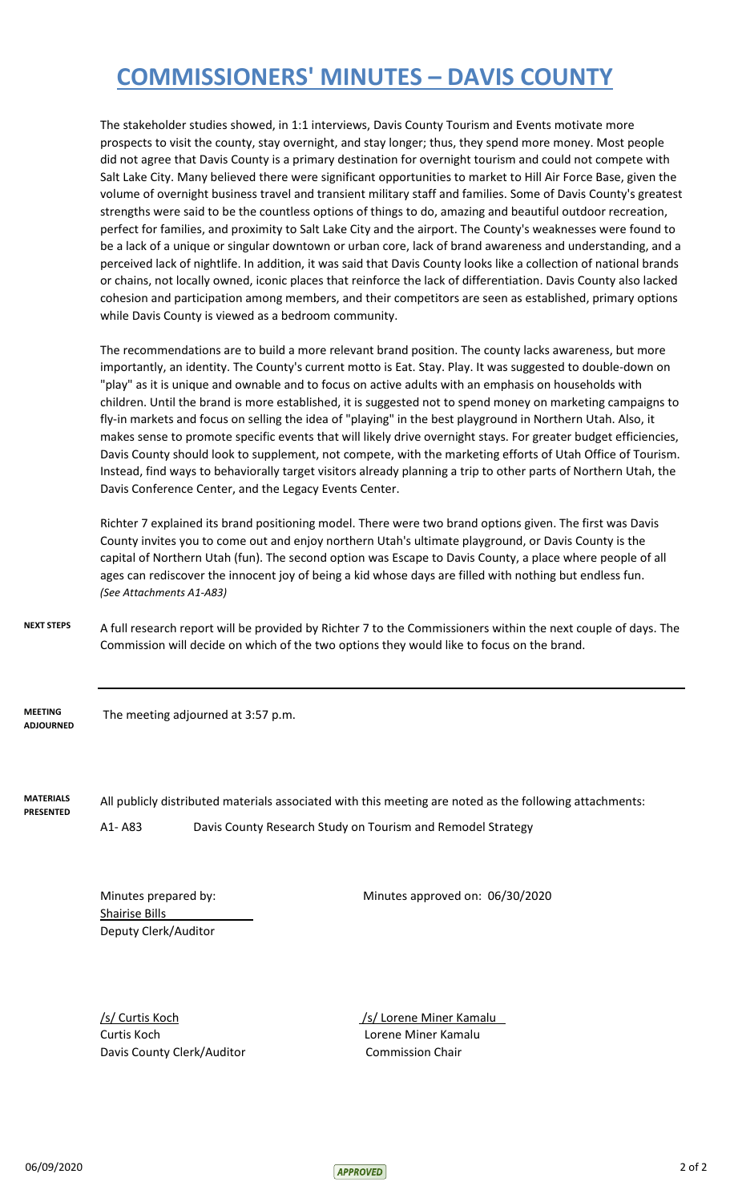# COMMISSIONERS' MINUTES – DAVIS COUNTY

The stakeholder studies showed, in 1:1 interviews, Davis County Tourism and Events motivate more prospects to visit the county, stay overnight, and stay longer; thus, they spend more money. Most people did not agree that Davis County is a primary destination for overnight tourism and could not compete with Salt Lake City. Many believed there were significant opportunities to market to Hill Air Force Base, given the volume of overnight business travel and transient military staff and families. Some of Davis County's greatest strengths were said to be the countless options of things to do, amazing and beautiful outdoor recreation, perfect for families, and proximity to Salt Lake City and the airport. The County's weaknesses were found to be a lack of a unique or singular downtown or urban core, lack of brand awareness and understanding, and a perceived lack of nightlife. In addition, it was said that Davis County looks like a collection of national brands or chains, not locally owned, iconic places that reinforce the lack of differentiation. Davis County also lacked cohesion and participation among members, and their competitors are seen as established, primary options while Davis County is viewed as a bedroom community.

The recommendations are to build a more relevant brand position. The county lacks awareness, but more importantly, an identity. The County's current motto is Eat. Stay. Play. It was suggested to double-down on "play" as it is unique and ownable and to focus on active adults with an emphasis on households with children. Until the brand is more established, it is suggested not to spend money on marketing campaigns to fly-in markets and focus on selling the idea of "playing" in the best playground in Northern Utah. Also, it makes sense to promote specific events that will likely drive overnight stays. For greater budget efficiencies, Davis County should look to supplement, not compete, with the marketing efforts of Utah Office of Tourism. Instead, find ways to behaviorally target visitors already planning a trip to other parts of Northern Utah, the Davis Conference Center, and the Legacy Events Center.

Richter 7 explained its brand positioning model. There were two brand options given. The first was Davis County invites you to come out and enjoy northern Utah's ultimate playground, or Davis County is the capital of Northern Utah (fun). The second option was Escape to Davis County, a place where people of all ages can rediscover the innocent joy of being a kid whose days are filled with nothing but endless fun. *(See Attachments A1-A83)*

**NEXT STEPS** A full research report will be provided by Richter 7 to the Commissioners within the next couple of days. The Commission will decide on which of the two options they would like to focus on the brand.

---

**MEETING ADJOURNED** The meeting adjourned at 3:57 p.m.

**MATERIALS PRESENTED** All publicly distributed materials associated with this meeting are noted as the following attachments:

A1- A83 Davis County Research Study on Tourism and Remodel Strategy

Minutes prepared by: Shairise Bills, Deputy Clerk/Auditor

Minutes approved on: 06/30/2020

/s/ Curtis Koch
Curtis Koch
Davis County Clerk/Auditor

/s/ Lorene Miner Kamalu
Lorene Miner Kamalu
Commission Chair

06/09/2020 APPROVED